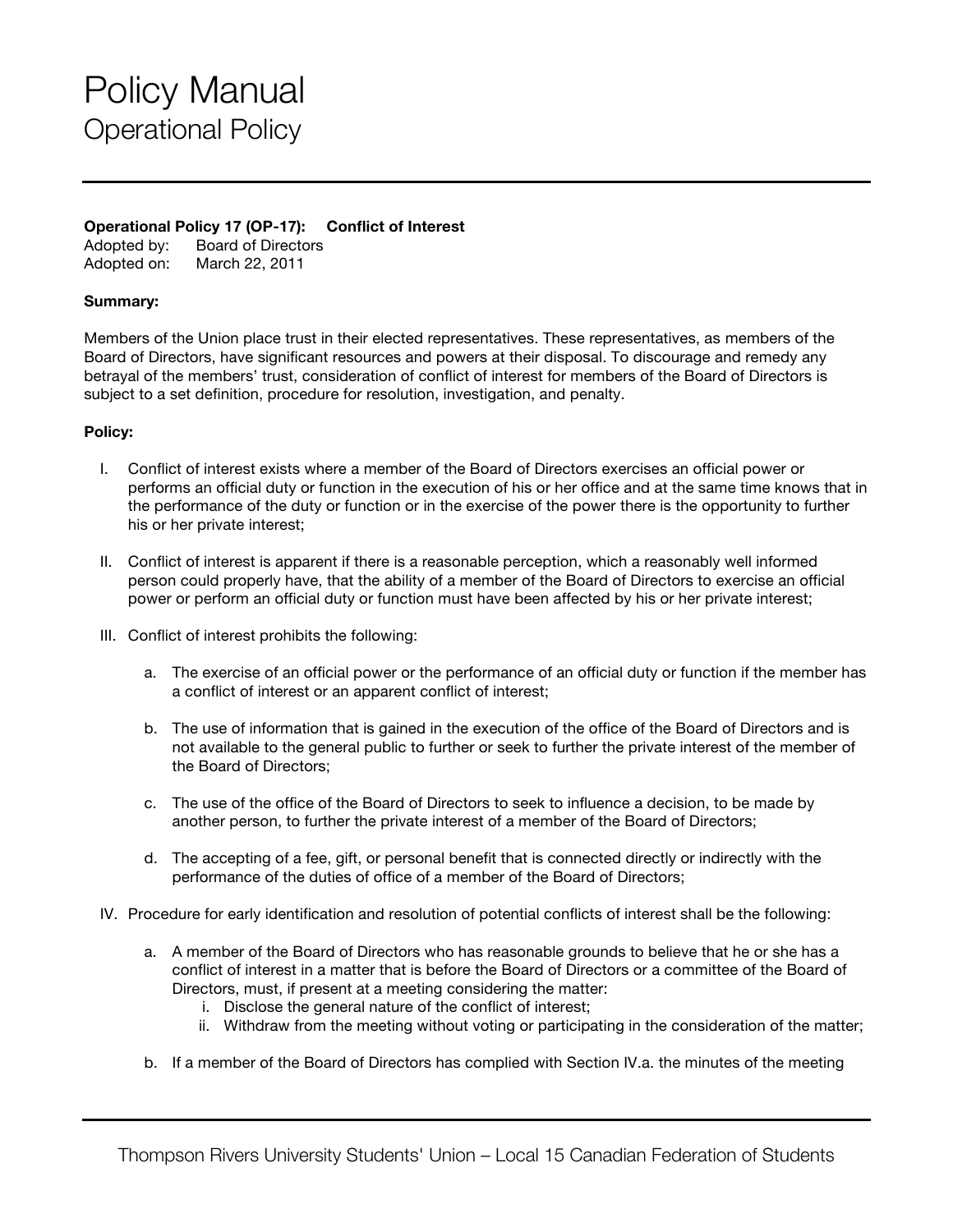# Policy Manual

## Operational Policy

**Operational Policy 17 (OP-17): Conflict of Interest**

Adopted by: Board of Directors
Adopted on: March 22, 2011

**Summary:**

Members of the Union place trust in their elected representatives. These representatives, as members of the Board of Directors, have significant resources and powers at their disposal. To discourage and remedy any betrayal of the members' trust, consideration of conflict of interest for members of the Board of Directors is subject to a set definition, procedure for resolution, investigation, and penalty.

**Policy:**

I. Conflict of interest exists where a member of the Board of Directors exercises an official power or performs an official duty or function in the execution of his or her office and at the same time knows that in the performance of the duty or function or in the exercise of the power there is the opportunity to further his or her private interest;

II. Conflict of interest is apparent if there is a reasonable perception, which a reasonably well informed person could properly have, that the ability of a member of the Board of Directors to exercise an official power or perform an official duty or function must have been affected by his or her private interest;

III. Conflict of interest prohibits the following:

   a. The exercise of an official power or the performance of an official duty or function if the member has a conflict of interest or an apparent conflict of interest;

   b. The use of information that is gained in the execution of the office of the Board of Directors and is not available to the general public to further or seek to further the private interest of the member of the Board of Directors;

   c. The use of the office of the Board of Directors to seek to influence a decision, to be made by another person, to further the private interest of a member of the Board of Directors;

   d. The accepting of a fee, gift, or personal benefit that is connected directly or indirectly with the performance of the duties of office of a member of the Board of Directors;

IV. Procedure for early identification and resolution of potential conflicts of interest shall be the following:

   a. A member of the Board of Directors who has reasonable grounds to believe that he or she has a conflict of interest in a matter that is before the Board of Directors or a committee of the Board of Directors, must, if present at a meeting considering the matter:
      i. Disclose the general nature of the conflict of interest;
      ii. Withdraw from the meeting without voting or participating in the consideration of the matter;

   b. If a member of the Board of Directors has complied with Section IV.a. the minutes of the meeting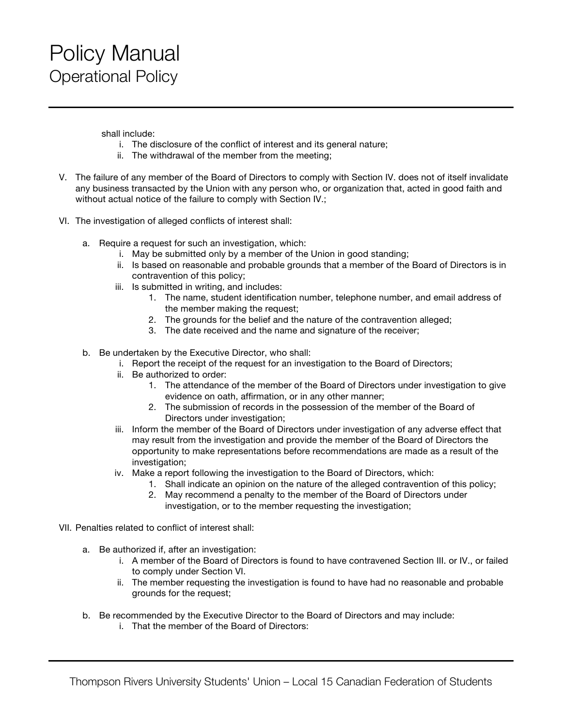shall include:

   i. The disclosure of the conflict of interest and its general nature;
   ii. The withdrawal of the member from the meeting;

V. The failure of any member of the Board of Directors to comply with Section IV. does not of itself invalidate any business transacted by the Union with any person who, or organization that, acted in good faith and without actual notice of the failure to comply with Section IV.;

VI. The investigation of alleged conflicts of interest shall:

   a. Require a request for such an investigation, which:
      i. May be submitted only by a member of the Union in good standing;
      ii. Is based on reasonable and probable grounds that a member of the Board of Directors is in contravention of this policy;
      iii. Is submitted in writing, and includes:
         1. The name, student identification number, telephone number, and email address of the member making the request;
         2. The grounds for the belief and the nature of the contravention alleged;
         3. The date received and the name and signature of the receiver;

   b. Be undertaken by the Executive Director, who shall:
      i. Report the receipt of the request for an investigation to the Board of Directors;
      ii. Be authorized to order:
         1. The attendance of the member of the Board of Directors under investigation to give evidence on oath, affirmation, or in any other manner;
         2. The submission of records in the possession of the member of the Board of Directors under investigation;
      iii. Inform the member of the Board of Directors under investigation of any adverse effect that may result from the investigation and provide the member of the Board of Directors the opportunity to make representations before recommendations are made as a result of the investigation;
      iv. Make a report following the investigation to the Board of Directors, which:
         1. Shall indicate an opinion on the nature of the alleged contravention of this policy;
         2. May recommend a penalty to the member of the Board of Directors under investigation, or to the member requesting the investigation;

VII. Penalties related to conflict of interest shall:

   a. Be authorized if, after an investigation:
      i. A member of the Board of Directors is found to have contravened Section III. or IV., or failed to comply under Section VI.
      ii. The member requesting the investigation is found to have had no reasonable and probable grounds for the request;

   b. Be recommended by the Executive Director to the Board of Directors and may include:
      i. That the member of the Board of Directors: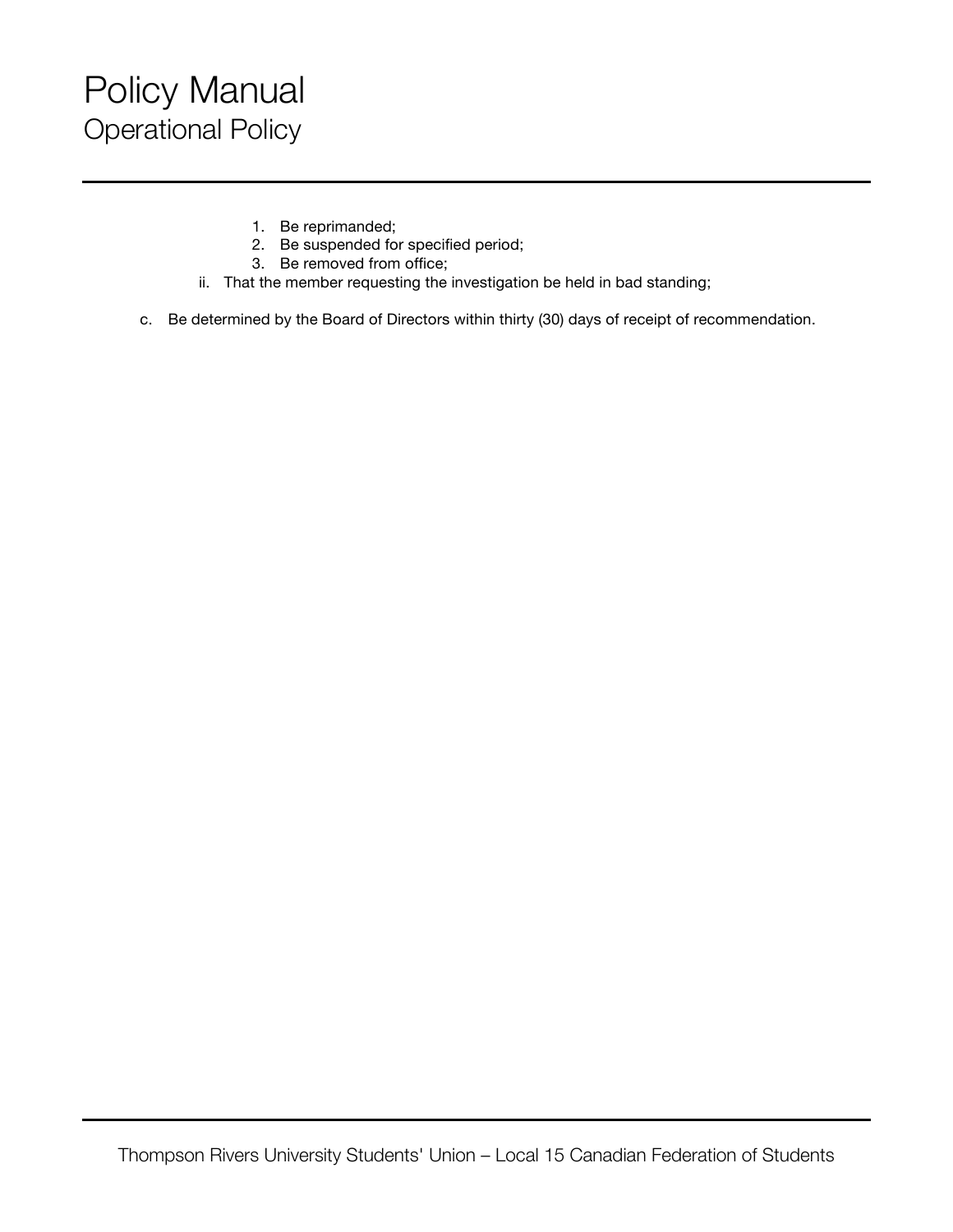1. Be reprimanded;
2. Be suspended for specified period;
3. Be removed from office;

ii. That the member requesting the investigation be held in bad standing;

c. Be determined by the Board of Directors within thirty (30) days of receipt of recommendation.